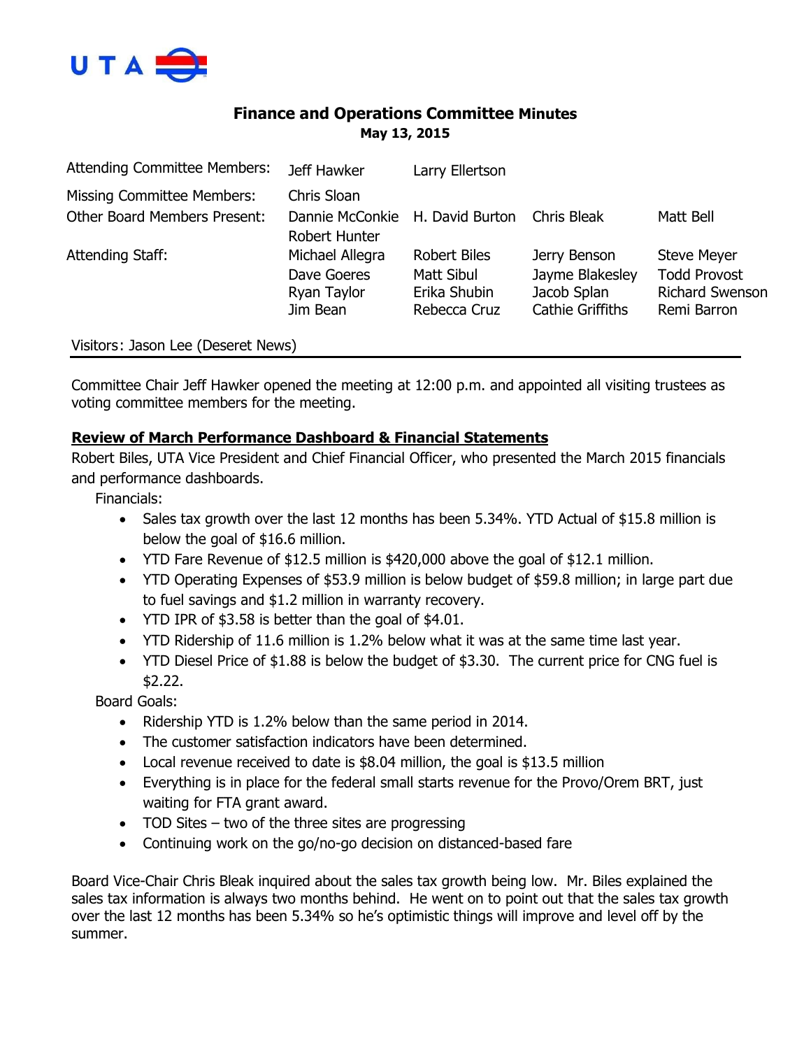UTA

# Finance and Operations Committee Minutes

**May 13, 2015**

| | | | | |
|---|---|---|---|---|
| Attending Committee Members: | Jeff Hawker | Larry Ellertson | | |
| Missing Committee Members: | Chris Sloan | | | |
| Other Board Members Present: | Dannie McConkie | H. David Burton | Chris Bleak | Matt Bell |
| | Robert Hunter | | | |
| Attending Staff: | Michael Allegra | Robert Biles | Jerry Benson | Steve Meyer |
| | Dave Goeres | Matt Sibul | Jayme Blakesley | Todd Provost |
| | Ryan Taylor | Erika Shubin | Jacob Splan | Richard Swenson |
| | Jim Bean | Rebecca Cruz | Cathie Griffiths | Remi Barron |

Visitors: Jason Lee (Deseret News)

Committee Chair Jeff Hawker opened the meeting at 12:00 p.m. and appointed all visiting trustees as voting committee members for the meeting.

**Review of March Performance Dashboard & Financial Statements**

Robert Biles, UTA Vice President and Chief Financial Officer, who presented the March 2015 financials and performance dashboards.

Financials:

- Sales tax growth over the last 12 months has been 5.34%. YTD Actual of $15.8 million is below the goal of $16.6 million.
- YTD Fare Revenue of $12.5 million is $420,000 above the goal of $12.1 million.
- YTD Operating Expenses of $53.9 million is below budget of $59.8 million; in large part due to fuel savings and $1.2 million in warranty recovery.
- YTD IPR of $3.58 is better than the goal of $4.01.
- YTD Ridership of 11.6 million is 1.2% below what it was at the same time last year.
- YTD Diesel Price of $1.88 is below the budget of $3.30. The current price for CNG fuel is $2.22.

Board Goals:

- Ridership YTD is 1.2% below than the same period in 2014.
- The customer satisfaction indicators have been determined.
- Local revenue received to date is $8.04 million, the goal is $13.5 million
- Everything is in place for the federal small starts revenue for the Provo/Orem BRT, just waiting for FTA grant award.
- TOD Sites – two of the three sites are progressing
- Continuing work on the go/no-go decision on distanced-based fare

Board Vice-Chair Chris Bleak inquired about the sales tax growth being low. Mr. Biles explained the sales tax information is always two months behind. He went on to point out that the sales tax growth over the last 12 months has been 5.34% so he's optimistic things will improve and level off by the summer.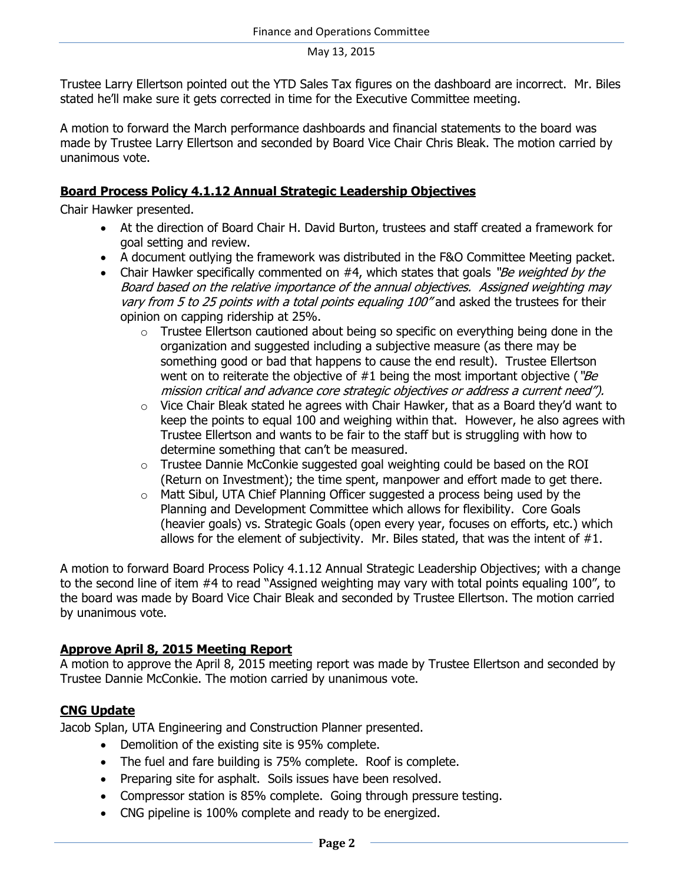Trustee Larry Ellertson pointed out the YTD Sales Tax figures on the dashboard are incorrect. Mr. Biles stated he'll make sure it gets corrected in time for the Executive Committee meeting.

A motion to forward the March performance dashboards and financial statements to the board was made by Trustee Larry Ellertson and seconded by Board Vice Chair Chris Bleak. The motion carried by unanimous vote.

**Board Process Policy 4.1.12 Annual Strategic Leadership Objectives**

Chair Hawker presented.

- At the direction of Board Chair H. David Burton, trustees and staff created a framework for goal setting and review.
- A document outlying the framework was distributed in the F&O Committee Meeting packet.
- Chair Hawker specifically commented on #4, which states that goals *"Be weighted by the Board based on the relative importance of the annual objectives. Assigned weighting may vary from 5 to 25 points with a total points equaling 100"* and asked the trustees for their opinion on capping ridership at 25%.
  - Trustee Ellertson cautioned about being so specific on everything being done in the organization and suggested including a subjective measure (as there may be something good or bad that happens to cause the end result). Trustee Ellertson went on to reiterate the objective of #1 being the most important objective (*"Be mission critical and advance core strategic objectives or address a current need").*
  - Vice Chair Bleak stated he agrees with Chair Hawker, that as a Board they'd want to keep the points to equal 100 and weighing within that. However, he also agrees with Trustee Ellertson and wants to be fair to the staff but is struggling with how to determine something that can't be measured.
  - Trustee Dannie McConkie suggested goal weighting could be based on the ROI (Return on Investment); the time spent, manpower and effort made to get there.
  - Matt Sibul, UTA Chief Planning Officer suggested a process being used by the Planning and Development Committee which allows for flexibility. Core Goals (heavier goals) vs. Strategic Goals (open every year, focuses on efforts, etc.) which allows for the element of subjectivity. Mr. Biles stated, that was the intent of #1.

A motion to forward Board Process Policy 4.1.12 Annual Strategic Leadership Objectives; with a change to the second line of item #4 to read "Assigned weighting may vary with total points equaling 100", to the board was made by Board Vice Chair Bleak and seconded by Trustee Ellertson. The motion carried by unanimous vote.

**Approve April 8, 2015 Meeting Report**

A motion to approve the April 8, 2015 meeting report was made by Trustee Ellertson and seconded by Trustee Dannie McConkie. The motion carried by unanimous vote.

**CNG Update**

Jacob Splan, UTA Engineering and Construction Planner presented.

- Demolition of the existing site is 95% complete.
- The fuel and fare building is 75% complete. Roof is complete.
- Preparing site for asphalt. Soils issues have been resolved.
- Compressor station is 85% complete. Going through pressure testing.
- CNG pipeline is 100% complete and ready to be energized.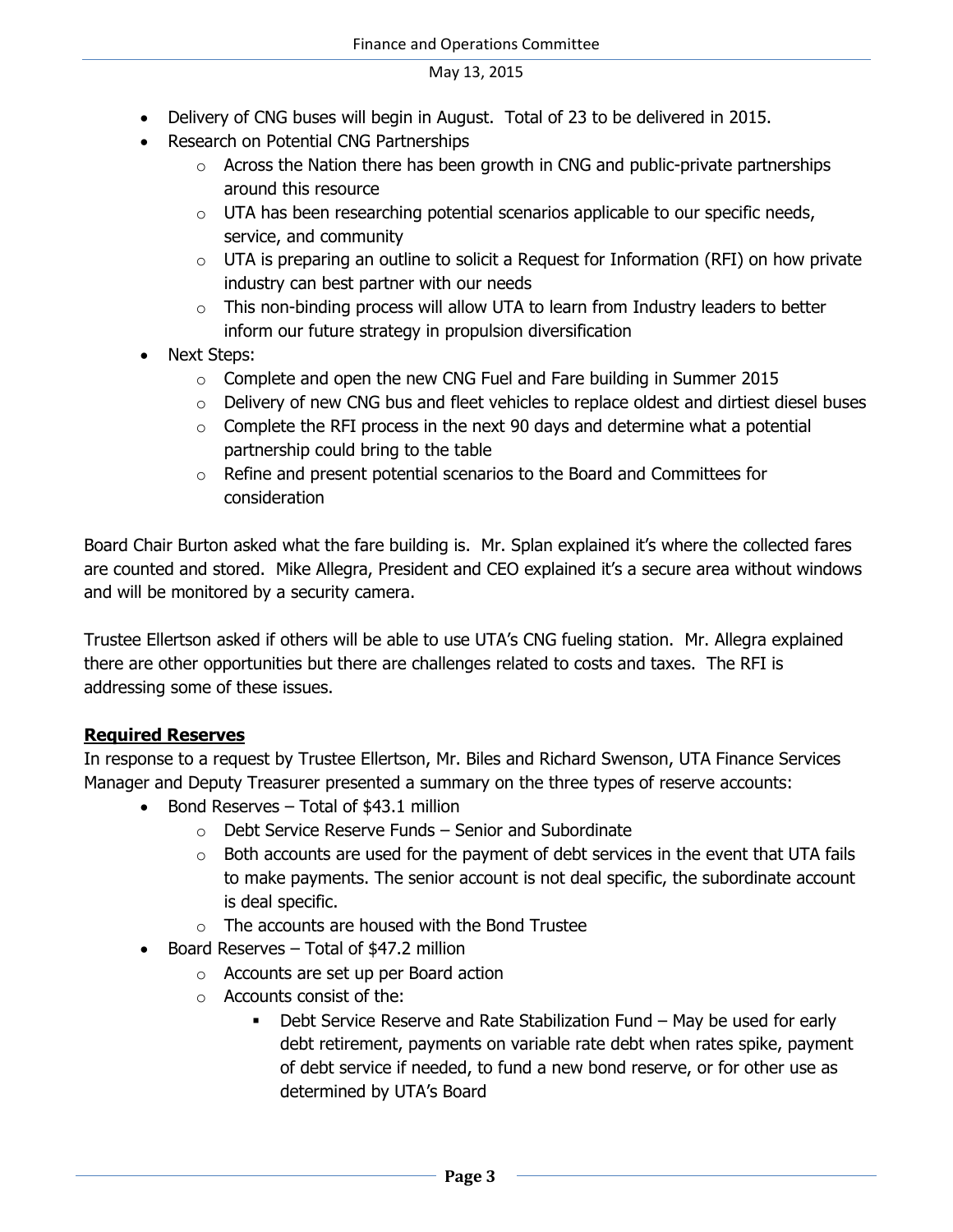- Delivery of CNG buses will begin in August. Total of 23 to be delivered in 2015.
- Research on Potential CNG Partnerships
  - Across the Nation there has been growth in CNG and public-private partnerships around this resource
  - UTA has been researching potential scenarios applicable to our specific needs, service, and community
  - UTA is preparing an outline to solicit a Request for Information (RFI) on how private industry can best partner with our needs
  - This non-binding process will allow UTA to learn from Industry leaders to better inform our future strategy in propulsion diversification
- Next Steps:
  - Complete and open the new CNG Fuel and Fare building in Summer 2015
  - Delivery of new CNG bus and fleet vehicles to replace oldest and dirtiest diesel buses
  - Complete the RFI process in the next 90 days and determine what a potential partnership could bring to the table
  - Refine and present potential scenarios to the Board and Committees for consideration

Board Chair Burton asked what the fare building is. Mr. Splan explained it's where the collected fares are counted and stored. Mike Allegra, President and CEO explained it's a secure area without windows and will be monitored by a security camera.

Trustee Ellertson asked if others will be able to use UTA's CNG fueling station. Mr. Allegra explained there are other opportunities but there are challenges related to costs and taxes. The RFI is addressing some of these issues.

**Required Reserves**

In response to a request by Trustee Ellertson, Mr. Biles and Richard Swenson, UTA Finance Services Manager and Deputy Treasurer presented a summary on the three types of reserve accounts:

- Bond Reserves – Total of $43.1 million
  - Debt Service Reserve Funds – Senior and Subordinate
  - Both accounts are used for the payment of debt services in the event that UTA fails to make payments. The senior account is not deal specific, the subordinate account is deal specific.
  - The accounts are housed with the Bond Trustee
- Board Reserves – Total of $47.2 million
  - Accounts are set up per Board action
  - Accounts consist of the:
    - Debt Service Reserve and Rate Stabilization Fund – May be used for early debt retirement, payments on variable rate debt when rates spike, payment of debt service if needed, to fund a new bond reserve, or for other use as determined by UTA's Board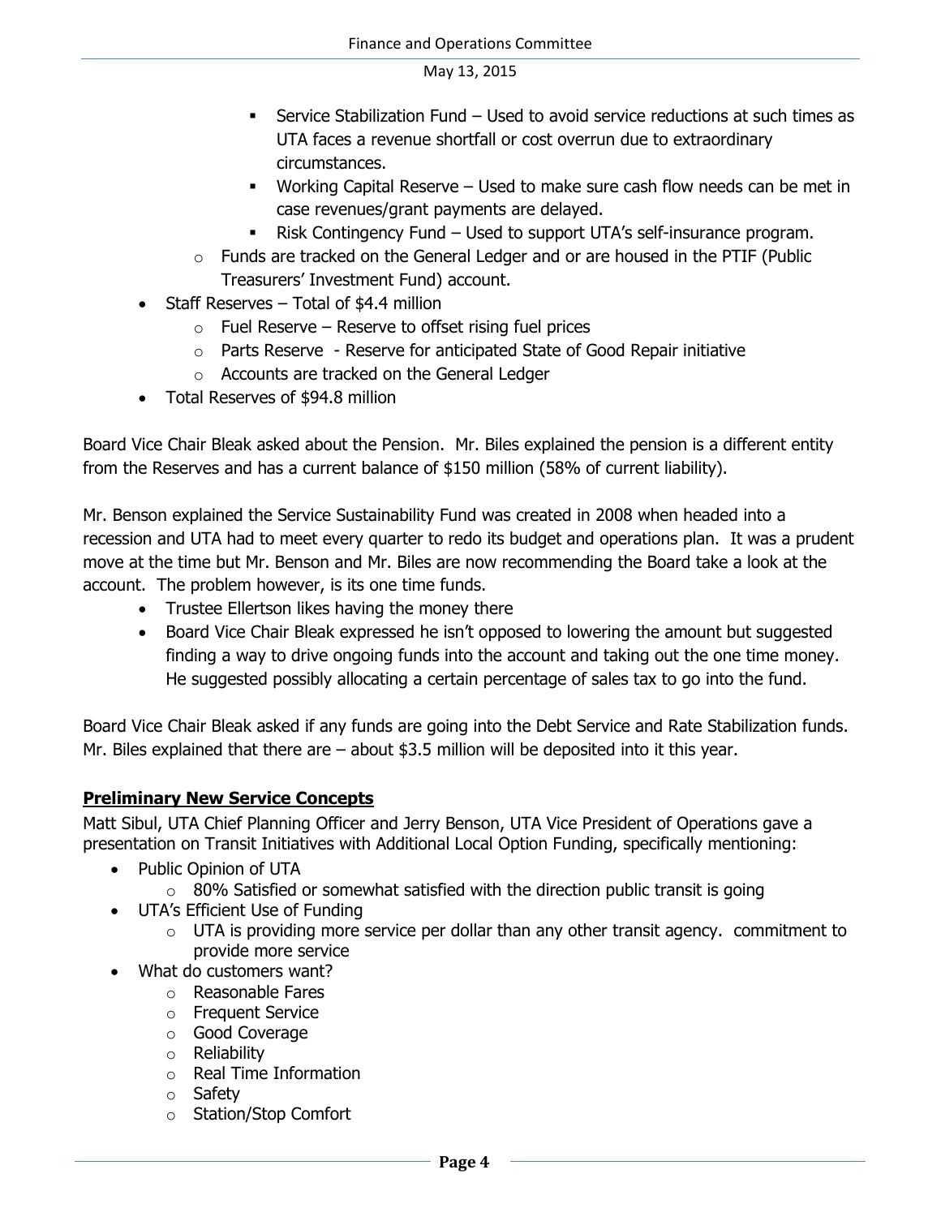- Service Stabilization Fund – Used to avoid service reductions at such times as UTA faces a revenue shortfall or cost overrun due to extraordinary circumstances.
        - Working Capital Reserve – Used to make sure cash flow needs can be met in case revenues/grant payments are delayed.
        - Risk Contingency Fund – Used to support UTA's self-insurance program.
    - Funds are tracked on the General Ledger and or are housed in the PTIF (Public Treasurers' Investment Fund) account.
- Staff Reserves – Total of $4.4 million
    - Fuel Reserve – Reserve to offset rising fuel prices
    - Parts Reserve - Reserve for anticipated State of Good Repair initiative
    - Accounts are tracked on the General Ledger
- Total Reserves of $94.8 million

Board Vice Chair Bleak asked about the Pension. Mr. Biles explained the pension is a different entity from the Reserves and has a current balance of $150 million (58% of current liability).

Mr. Benson explained the Service Sustainability Fund was created in 2008 when headed into a recession and UTA had to meet every quarter to redo its budget and operations plan. It was a prudent move at the time but Mr. Benson and Mr. Biles are now recommending the Board take a look at the account. The problem however, is its one time funds.

- Trustee Ellertson likes having the money there
- Board Vice Chair Bleak expressed he isn't opposed to lowering the amount but suggested finding a way to drive ongoing funds into the account and taking out the one time money. He suggested possibly allocating a certain percentage of sales tax to go into the fund.

Board Vice Chair Bleak asked if any funds are going into the Debt Service and Rate Stabilization funds. Mr. Biles explained that there are – about $3.5 million will be deposited into it this year.

**Preliminary New Service Concepts**

Matt Sibul, UTA Chief Planning Officer and Jerry Benson, UTA Vice President of Operations gave a presentation on Transit Initiatives with Additional Local Option Funding, specifically mentioning:

- Public Opinion of UTA
    - 80% Satisfied or somewhat satisfied with the direction public transit is going
- UTA's Efficient Use of Funding
    - UTA is providing more service per dollar than any other transit agency. commitment to provide more service
- What do customers want?
    - Reasonable Fares
    - Frequent Service
    - Good Coverage
    - Reliability
    - Real Time Information
    - Safety
    - Station/Stop Comfort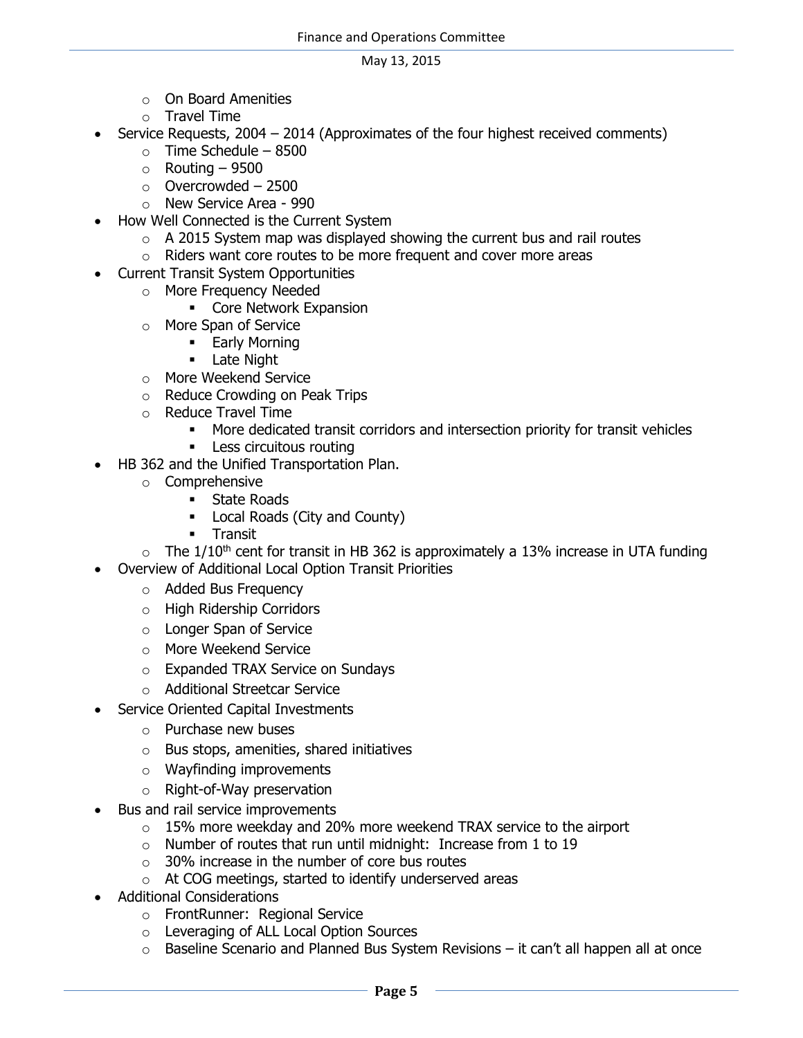- On Board Amenities
  - Travel Time
- Service Requests, 2004 – 2014 (Approximates of the four highest received comments)
  - Time Schedule – 8500
  - Routing – 9500
  - Overcrowded – 2500
  - New Service Area - 990
- How Well Connected is the Current System
  - A 2015 System map was displayed showing the current bus and rail routes
  - Riders want core routes to be more frequent and cover more areas
- Current Transit System Opportunities
  - More Frequency Needed
    - Core Network Expansion
  - More Span of Service
    - Early Morning
    - Late Night
  - More Weekend Service
  - Reduce Crowding on Peak Trips
  - Reduce Travel Time
    - More dedicated transit corridors and intersection priority for transit vehicles
    - Less circuitous routing
- HB 362 and the Unified Transportation Plan.
  - Comprehensive
    - State Roads
    - Local Roads (City and County)
    - Transit
  - The 1/10th cent for transit in HB 362 is approximately a 13% increase in UTA funding
- Overview of Additional Local Option Transit Priorities
  - Added Bus Frequency
  - High Ridership Corridors
  - Longer Span of Service
  - More Weekend Service
  - Expanded TRAX Service on Sundays
  - Additional Streetcar Service
- Service Oriented Capital Investments
  - Purchase new buses
  - Bus stops, amenities, shared initiatives
  - Wayfinding improvements
  - Right-of-Way preservation
- Bus and rail service improvements
  - 15% more weekday and 20% more weekend TRAX service to the airport
  - Number of routes that run until midnight: Increase from 1 to 19
  - 30% increase in the number of core bus routes
  - At COG meetings, started to identify underserved areas
- Additional Considerations
  - FrontRunner: Regional Service
  - Leveraging of ALL Local Option Sources
  - Baseline Scenario and Planned Bus System Revisions – it can't all happen all at once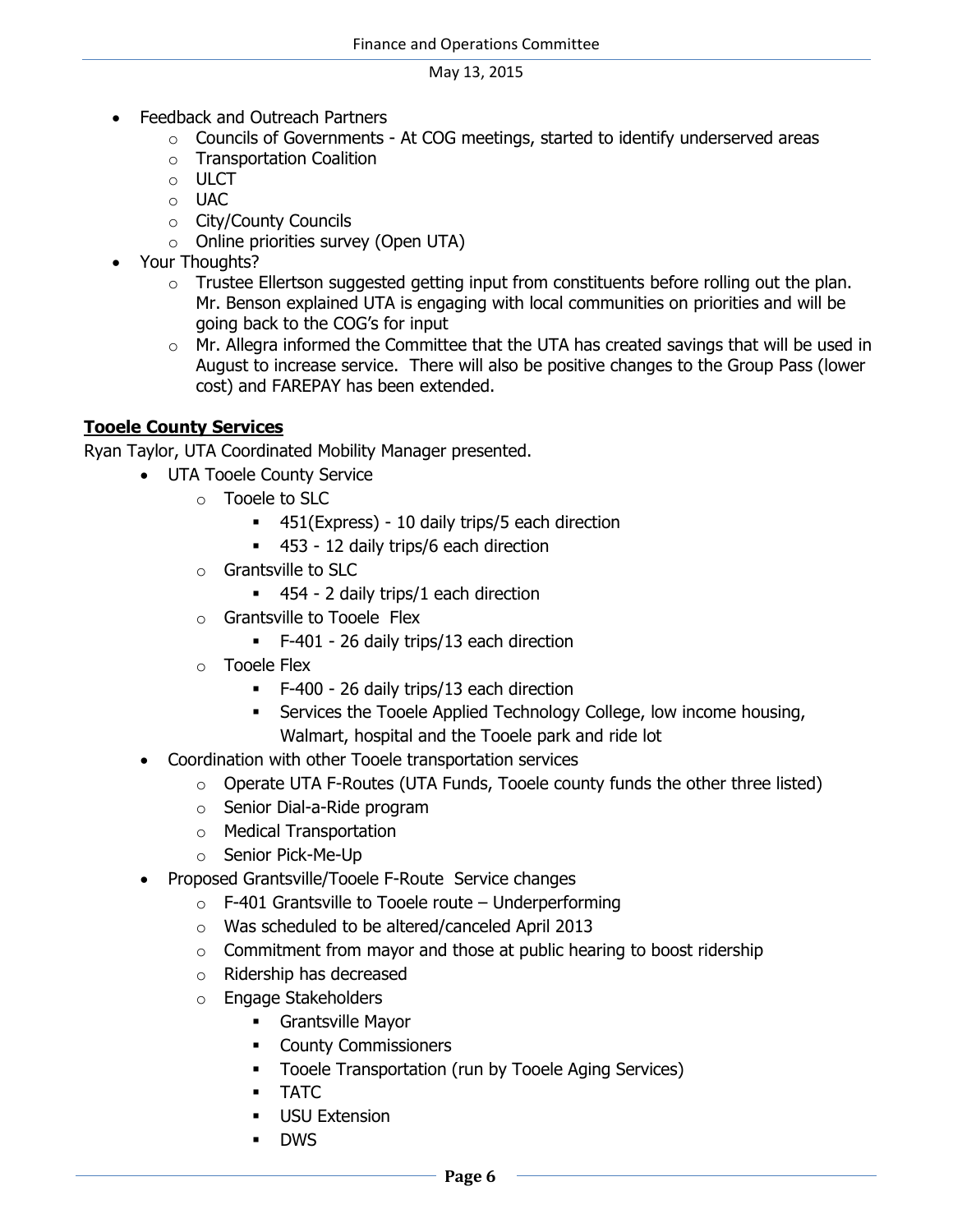- Feedback and Outreach Partners
  - Councils of Governments - At COG meetings, started to identify underserved areas
  - Transportation Coalition
  - ULCT
  - UAC
  - City/County Councils
  - Online priorities survey (Open UTA)
- Your Thoughts?
  - Trustee Ellertson suggested getting input from constituents before rolling out the plan. Mr. Benson explained UTA is engaging with local communities on priorities and will be going back to the COG's for input
  - Mr. Allegra informed the Committee that the UTA has created savings that will be used in August to increase service. There will also be positive changes to the Group Pass (lower cost) and FAREPAY has been extended.

**Tooele County Services**

Ryan Taylor, UTA Coordinated Mobility Manager presented.

- UTA Tooele County Service
  - Tooele to SLC
    - 451(Express) - 10 daily trips/5 each direction
    - 453 - 12 daily trips/6 each direction
  - Grantsville to SLC
    - 454 - 2 daily trips/1 each direction
  - Grantsville to Tooele Flex
    - F-401 - 26 daily trips/13 each direction
  - Tooele Flex
    - F-400 - 26 daily trips/13 each direction
    - Services the Tooele Applied Technology College, low income housing, Walmart, hospital and the Tooele park and ride lot
- Coordination with other Tooele transportation services
  - Operate UTA F-Routes (UTA Funds, Tooele county funds the other three listed)
  - Senior Dial-a-Ride program
  - Medical Transportation
  - Senior Pick-Me-Up
- Proposed Grantsville/Tooele F-Route Service changes
  - F-401 Grantsville to Tooele route – Underperforming
  - Was scheduled to be altered/canceled April 2013
  - Commitment from mayor and those at public hearing to boost ridership
  - Ridership has decreased
  - Engage Stakeholders
    - Grantsville Mayor
    - County Commissioners
    - Tooele Transportation (run by Tooele Aging Services)
    - TATC
    - USU Extension
    - DWS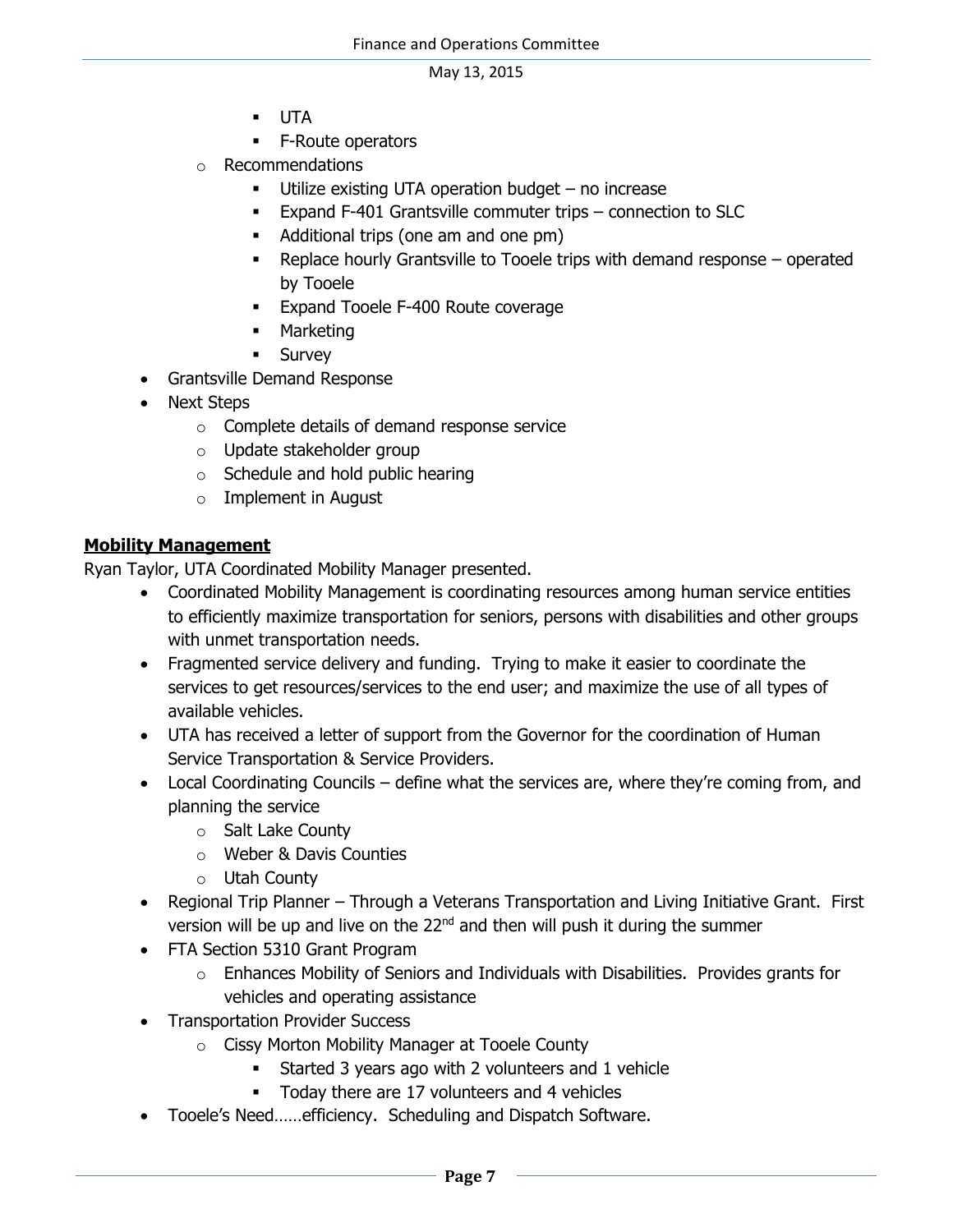- UTA
        - F-Route operators
    - Recommendations
        - Utilize existing UTA operation budget – no increase
        - Expand F-401 Grantsville commuter trips – connection to SLC
        - Additional trips (one am and one pm)
        - Replace hourly Grantsville to Tooele trips with demand response – operated by Tooele
        - Expand Tooele F-400 Route coverage
        - Marketing
        - Survey
- Grantsville Demand Response
- Next Steps
    - Complete details of demand response service
    - Update stakeholder group
    - Schedule and hold public hearing
    - Implement in August

**Mobility Management**

Ryan Taylor, UTA Coordinated Mobility Manager presented.

- Coordinated Mobility Management is coordinating resources among human service entities to efficiently maximize transportation for seniors, persons with disabilities and other groups with unmet transportation needs.
- Fragmented service delivery and funding. Trying to make it easier to coordinate the services to get resources/services to the end user; and maximize the use of all types of available vehicles.
- UTA has received a letter of support from the Governor for the coordination of Human Service Transportation & Service Providers.
- Local Coordinating Councils – define what the services are, where they're coming from, and planning the service
    - Salt Lake County
    - Weber & Davis Counties
    - Utah County
- Regional Trip Planner – Through a Veterans Transportation and Living Initiative Grant. First version will be up and live on the 22nd and then will push it during the summer
- FTA Section 5310 Grant Program
    - Enhances Mobility of Seniors and Individuals with Disabilities. Provides grants for vehicles and operating assistance
- Transportation Provider Success
    - Cissy Morton Mobility Manager at Tooele County
        - Started 3 years ago with 2 volunteers and 1 vehicle
        - Today there are 17 volunteers and 4 vehicles
- Tooele's Need……efficiency. Scheduling and Dispatch Software.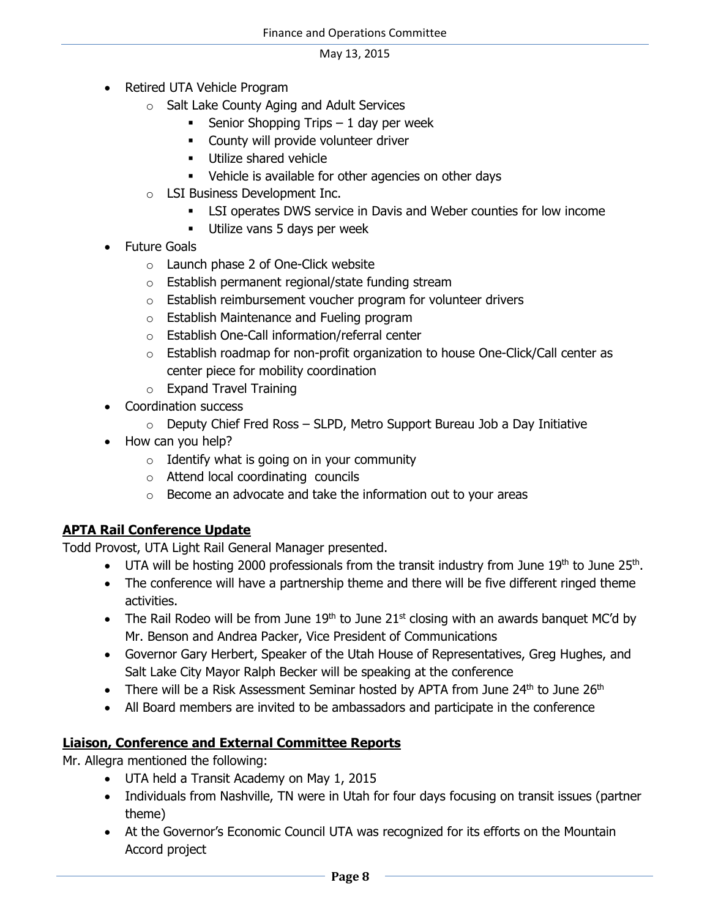- Retired UTA Vehicle Program
  - Salt Lake County Aging and Adult Services
    - Senior Shopping Trips – 1 day per week
    - County will provide volunteer driver
    - Utilize shared vehicle
    - Vehicle is available for other agencies on other days
  - LSI Business Development Inc.
    - LSI operates DWS service in Davis and Weber counties for low income
    - Utilize vans 5 days per week
- Future Goals
  - Launch phase 2 of One-Click website
  - Establish permanent regional/state funding stream
  - Establish reimbursement voucher program for volunteer drivers
  - Establish Maintenance and Fueling program
  - Establish One-Call information/referral center
  - Establish roadmap for non-profit organization to house One-Click/Call center as center piece for mobility coordination
  - Expand Travel Training
- Coordination success
  - Deputy Chief Fred Ross – SLPD, Metro Support Bureau Job a Day Initiative
- How can you help?
  - Identify what is going on in your community
  - Attend local coordinating councils
  - Become an advocate and take the information out to your areas

**APTA Rail Conference Update**

Todd Provost, UTA Light Rail General Manager presented.

- UTA will be hosting 2000 professionals from the transit industry from June 19th to June 25th.
- The conference will have a partnership theme and there will be five different ringed theme activities.
- The Rail Rodeo will be from June 19th to June 21st closing with an awards banquet MC'd by Mr. Benson and Andrea Packer, Vice President of Communications
- Governor Gary Herbert, Speaker of the Utah House of Representatives, Greg Hughes, and Salt Lake City Mayor Ralph Becker will be speaking at the conference
- There will be a Risk Assessment Seminar hosted by APTA from June 24th to June 26th
- All Board members are invited to be ambassadors and participate in the conference

**Liaison, Conference and External Committee Reports**

Mr. Allegra mentioned the following:

- UTA held a Transit Academy on May 1, 2015
- Individuals from Nashville, TN were in Utah for four days focusing on transit issues (partner theme)
- At the Governor's Economic Council UTA was recognized for its efforts on the Mountain Accord project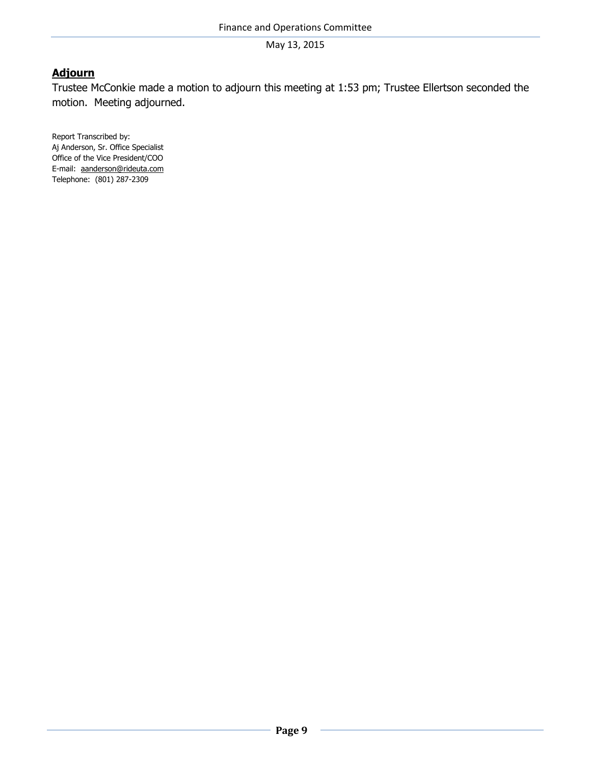## **Adjourn**

Trustee McConkie made a motion to adjourn this meeting at 1:53 pm; Trustee Ellertson seconded the motion. Meeting adjourned.

Report Transcribed by:
Aj Anderson, Sr. Office Specialist
Office of the Vice President/COO
E-mail: aanderson@rideuta.com
Telephone: (801) 287-2309